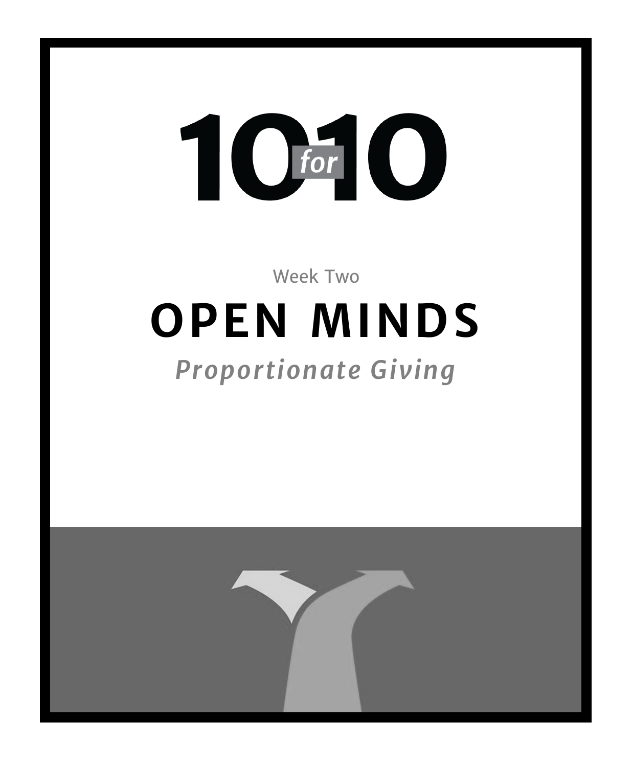# 10 for 10

Week Two

## OPEN MINDS

*Proportionate Giving*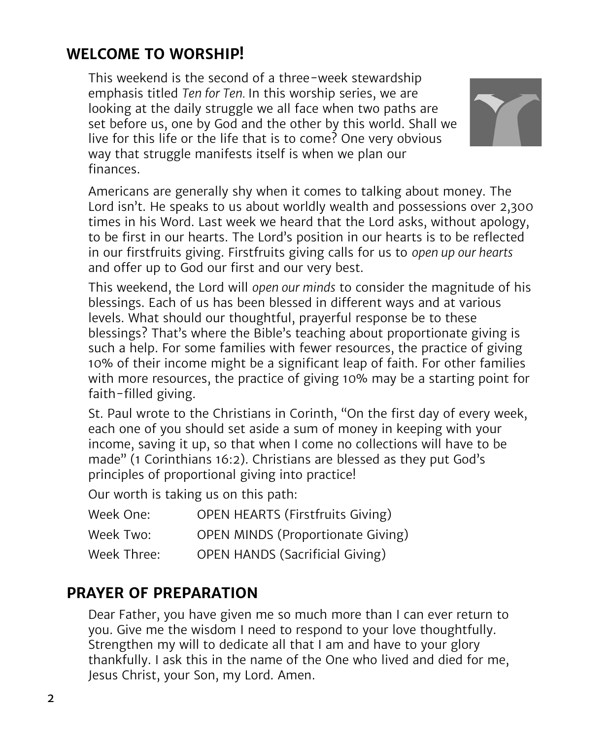## WELCOME TO WORSHIP!

This weekend is the second of a three-week stewardship emphasis titled *Ten for Ten.* In this worship series, we are looking at the daily struggle we all face when two paths are set before us, one by God and the other by this world. Shall we live for this life or the life that is to come? One very obvious way that struggle manifests itself is when we plan our finances.

Americans are generally shy when it comes to talking about money. The Lord isn't. He speaks to us about worldly wealth and possessions over 2,300 times in his Word. Last week we heard that the Lord asks, without apology, to be first in our hearts. The Lord's position in our hearts is to be reflected in our firstfruits giving. Firstfruits giving calls for us to *open up our hearts* and offer up to God our first and our very best.

This weekend, the Lord will *open our minds* to consider the magnitude of his blessings. Each of us has been blessed in different ways and at various levels. What should our thoughtful, prayerful response be to these blessings? That's where the Bible's teaching about proportionate giving is such a help. For some families with fewer resources, the practice of giving 10% of their income might be a significant leap of faith. For other families with more resources, the practice of giving 10% may be a starting point for faith-filled giving.

St. Paul wrote to the Christians in Corinth, "On the first day of every week, each one of you should set aside a sum of money in keeping with your income, saving it up, so that when I come no collections will have to be made" (1 Corinthians 16:2). Christians are blessed as they put God's principles of proportional giving into practice!

Our worth is taking us on this path:

| | |
|---|---|
| Week One: | OPEN HEARTS (Firstfruits Giving) |
| Week Two: | OPEN MINDS (Proportionate Giving) |
| Week Three: | OPEN HANDS (Sacrificial Giving) |

## PRAYER OF PREPARATION

Dear Father, you have given me so much more than I can ever return to you. Give me the wisdom I need to respond to your love thoughtfully. Strengthen my will to dedicate all that I am and have to your glory thankfully. I ask this in the name of the One who lived and died for me, Jesus Christ, your Son, my Lord. Amen.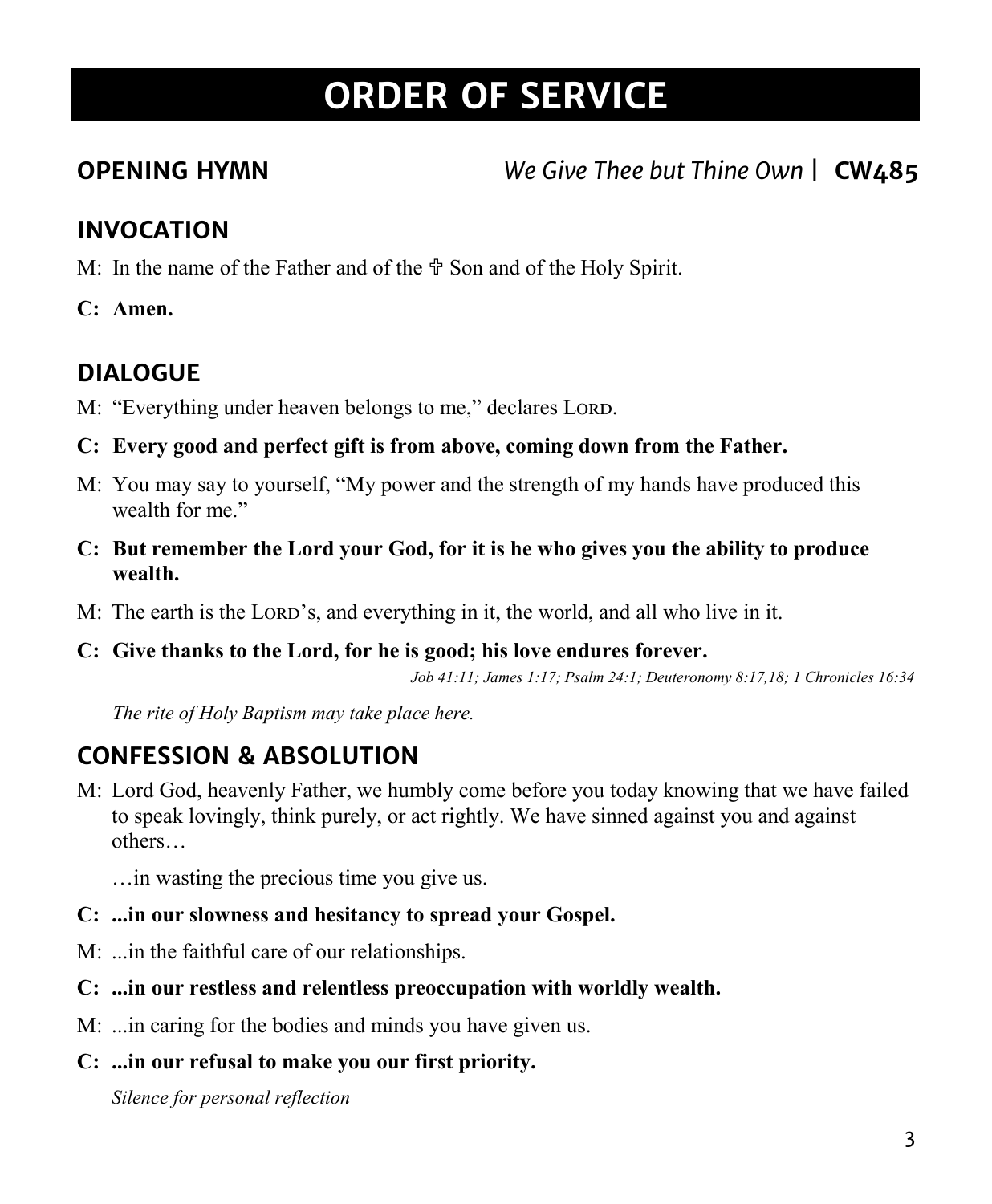# ORDER OF SERVICE

## OPENING HYMN *We Give Thee but Thine Own* | **CW485**

## INVOCATION

M: In the name of the Father and of the ✠ Son and of the Holy Spirit.

**C: Amen.**

## DIALOGUE

M: "Everything under heaven belongs to me," declares LORD.

**C: Every good and perfect gift is from above, coming down from the Father.**

M: You may say to yourself, "My power and the strength of my hands have produced this wealth for me."

**C: But remember the Lord your God, for it is he who gives you the ability to produce wealth.**

M: The earth is the LORD's, and everything in it, the world, and all who live in it.

**C: Give thanks to the Lord, for he is good; his love endures forever.**

*Job 41:11; James 1:17; Psalm 24:1; Deuteronomy 8:17,18; 1 Chronicles 16:34*

*The rite of Holy Baptism may take place here.*

## CONFESSION & ABSOLUTION

M: Lord God, heavenly Father, we humbly come before you today knowing that we have failed to speak lovingly, think purely, or act rightly. We have sinned against you and against others…

…in wasting the precious time you give us.

**C: ...in our slowness and hesitancy to spread your Gospel.**

M: ...in the faithful care of our relationships.

**C: ...in our restless and relentless preoccupation with worldly wealth.**

M: ...in caring for the bodies and minds you have given us.

**C: ...in our refusal to make you our first priority.**

*Silence for personal reflection*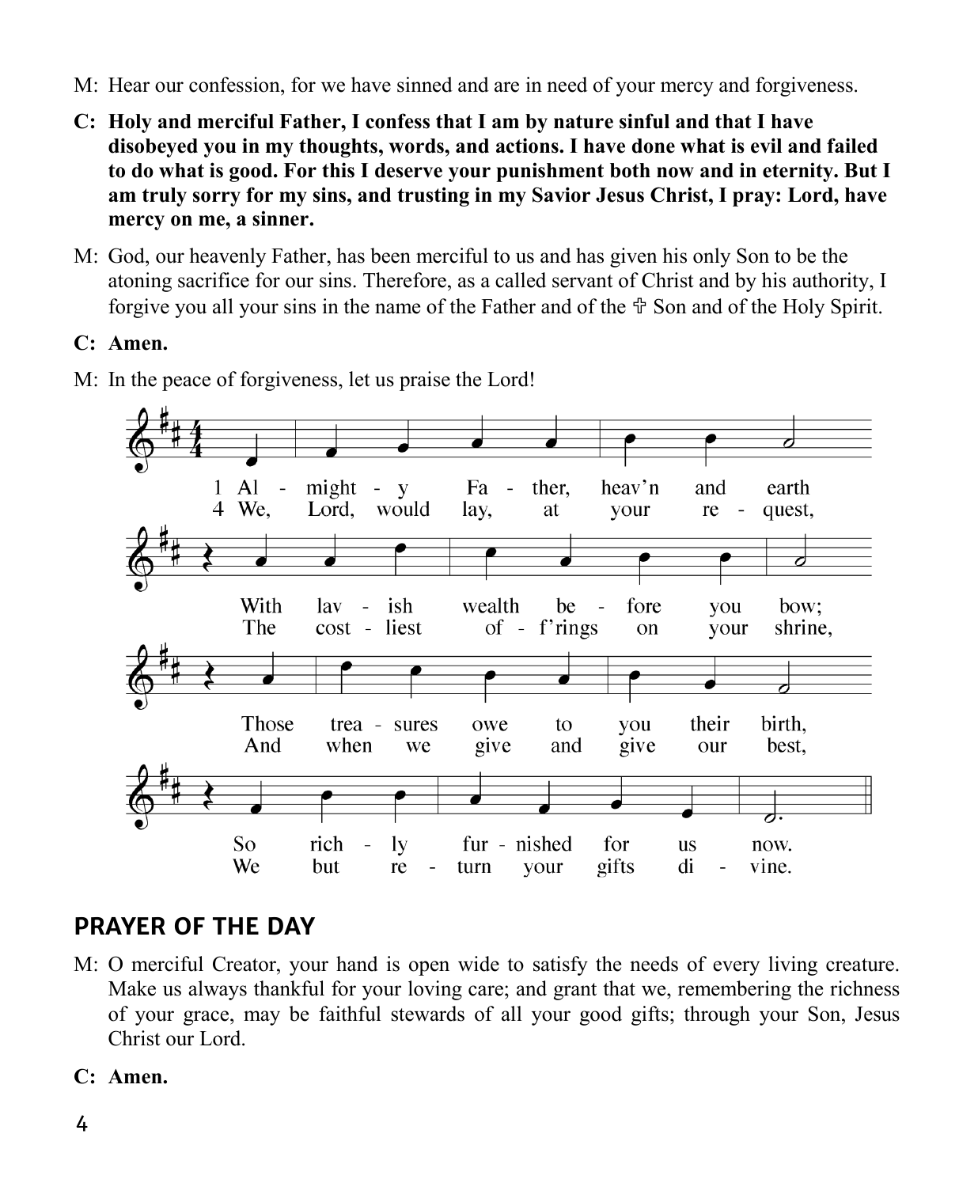M: Hear our confession, for we have sinned and are in need of your mercy and forgiveness.

**C: Holy and merciful Father, I confess that I am by nature sinful and that I have disobeyed you in my thoughts, words, and actions. I have done what is evil and failed to do what is good. For this I deserve your punishment both now and in eternity. But I am truly sorry for my sins, and trusting in my Savior Jesus Christ, I pray: Lord, have mercy on me, a sinner.**

M: God, our heavenly Father, has been merciful to us and has given his only Son to be the atoning sacrifice for our sins. Therefore, as a called servant of Christ and by his authority, I forgive you all your sins in the name of the Father and of the ✠ Son and of the Holy Spirit.

**C: Amen.**

M: In the peace of forgiveness, let us praise the Lord!

1 Almighty Father, heav'n and earth
With lavish wealth before you bow;
Those treasures owe to you their birth,
So richly furnished for us now.

4 We, Lord, would lay, at your request,
The costliest off'rings on your shrine,
And when we give and give our best,
We but return your gifts divine.

## PRAYER OF THE DAY

M: O merciful Creator, your hand is open wide to satisfy the needs of every living creature. Make us always thankful for your loving care; and grant that we, remembering the richness of your grace, may be faithful stewards of all your good gifts; through your Son, Jesus Christ our Lord.

**C: Amen.**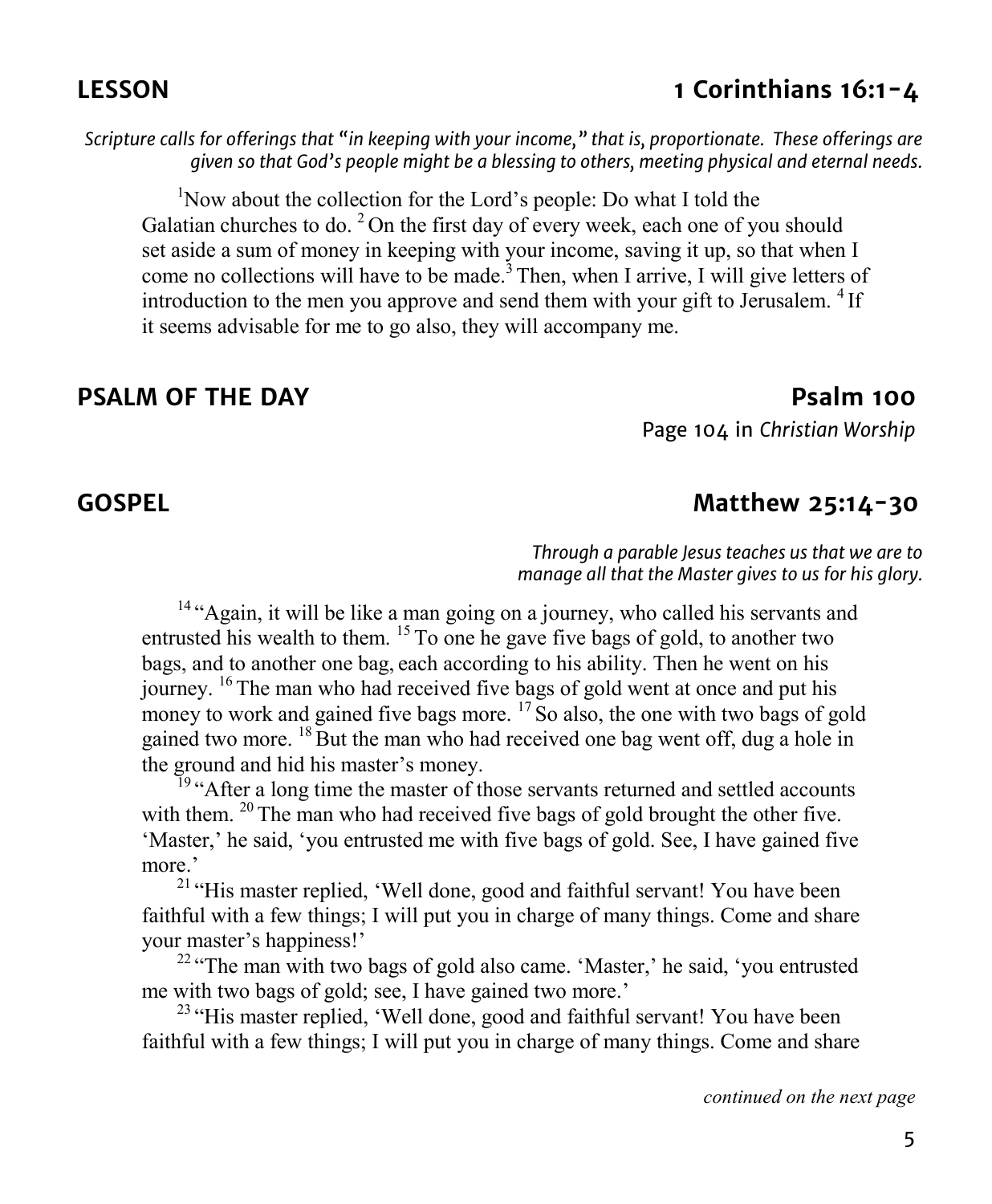## LESSON — 1 Corinthians 16:1-4

*Scripture calls for offerings that "in keeping with your income," that is, proportionate. These offerings are given so that God's people might be a blessing to others, meeting physical and eternal needs.*

[1]Now about the collection for the Lord's people: Do what I told the Galatian churches to do. [2] On the first day of every week, each one of you should set aside a sum of money in keeping with your income, saving it up, so that when I come no collections will have to be made.[3] Then, when I arrive, I will give letters of introduction to the men you approve and send them with your gift to Jerusalem. [4] If it seems advisable for me to go also, they will accompany me.

## PSALM OF THE DAY — Psalm 100

Page 104 in *Christian Worship*

## GOSPEL — Matthew 25:14-30

*Through a parable Jesus teaches us that we are to manage all that the Master gives to us for his glory.*

[14] "Again, it will be like a man going on a journey, who called his servants and entrusted his wealth to them. [15] To one he gave five bags of gold, to another two bags, and to another one bag, each according to his ability. Then he went on his journey. [16] The man who had received five bags of gold went at once and put his money to work and gained five bags more. [17] So also, the one with two bags of gold gained two more. [18] But the man who had received one bag went off, dug a hole in the ground and hid his master's money.

[19] "After a long time the master of those servants returned and settled accounts with them. [20] The man who had received five bags of gold brought the other five. 'Master,' he said, 'you entrusted me with five bags of gold. See, I have gained five more.'

[21] "His master replied, 'Well done, good and faithful servant! You have been faithful with a few things; I will put you in charge of many things. Come and share your master's happiness!'

[22] "The man with two bags of gold also came. 'Master,' he said, 'you entrusted me with two bags of gold; see, I have gained two more.'

[23] "His master replied, 'Well done, good and faithful servant! You have been faithful with a few things; I will put you in charge of many things. Come and share

*continued on the next page*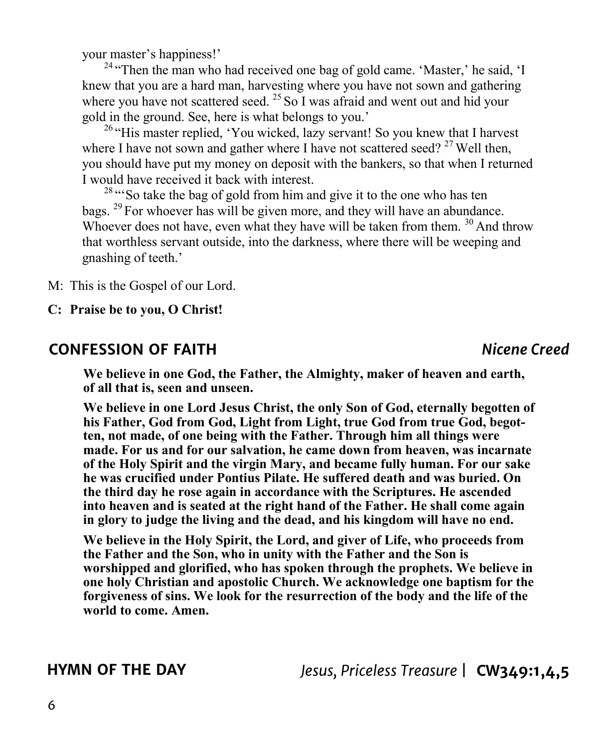your master's happiness!'

[24] "Then the man who had received one bag of gold came. 'Master,' he said, 'I knew that you are a hard man, harvesting where you have not sown and gathering where you have not scattered seed. [25] So I was afraid and went out and hid your gold in the ground. See, here is what belongs to you.'

[26] "His master replied, 'You wicked, lazy servant! So you knew that I harvest where I have not sown and gather where I have not scattered seed? [27] Well then, you should have put my money on deposit with the bankers, so that when I returned I would have received it back with interest.

[28] "'So take the bag of gold from him and give it to the one who has ten bags. [29] For whoever has will be given more, and they will have an abundance. Whoever does not have, even what they have will be taken from them. [30] And throw that worthless servant outside, into the darkness, where there will be weeping and gnashing of teeth.'

M: This is the Gospel of our Lord.

**C: Praise be to you, O Christ!**

## CONFESSION OF FAITH *Nicene Creed*

**We believe in one God, the Father, the Almighty, maker of heaven and earth, of all that is, seen and unseen.**

**We believe in one Lord Jesus Christ, the only Son of God, eternally begotten of his Father, God from God, Light from Light, true God from true God, begotten, not made, of one being with the Father. Through him all things were made. For us and for our salvation, he came down from heaven, was incarnate of the Holy Spirit and the virgin Mary, and became fully human. For our sake he was crucified under Pontius Pilate. He suffered death and was buried. On the third day he rose again in accordance with the Scriptures. He ascended into heaven and is seated at the right hand of the Father. He shall come again in glory to judge the living and the dead, and his kingdom will have no end.**

**We believe in the Holy Spirit, the Lord, and giver of Life, who proceeds from the Father and the Son, who in unity with the Father and the Son is worshipped and glorified, who has spoken through the prophets. We believe in one holy Christian and apostolic Church. We acknowledge one baptism for the forgiveness of sins. We look for the resurrection of the body and the life of the world to come. Amen.**

## HYMN OF THE DAY *Jesus, Priceless Treasure* | **CW349:1,4,5**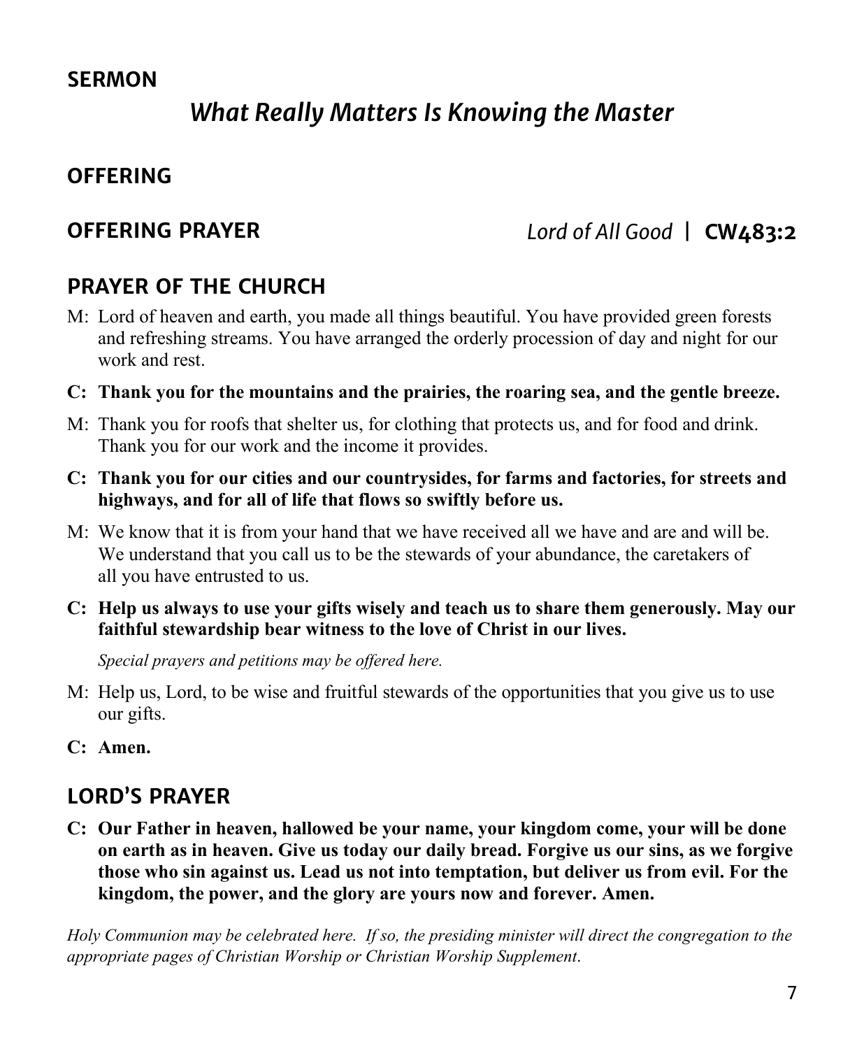## SERMON

### *What Really Matters Is Knowing the Master*

## OFFERING

## OFFERING PRAYER

*Lord of All Good* | **CW483:2**

## PRAYER OF THE CHURCH

M: Lord of heaven and earth, you made all things beautiful. You have provided green forests and refreshing streams. You have arranged the orderly procession of day and night for our work and rest.

**C: Thank you for the mountains and the prairies, the roaring sea, and the gentle breeze.**

M: Thank you for roofs that shelter us, for clothing that protects us, and for food and drink. Thank you for our work and the income it provides.

**C: Thank you for our cities and our countrysides, for farms and factories, for streets and highways, and for all of life that flows so swiftly before us.**

M: We know that it is from your hand that we have received all we have and are and will be. We understand that you call us to be the stewards of your abundance, the caretakers of all you have entrusted to us.

**C: Help us always to use your gifts wisely and teach us to share them generously. May our faithful stewardship bear witness to the love of Christ in our lives.**

*Special prayers and petitions may be offered here.*

M: Help us, Lord, to be wise and fruitful stewards of the opportunities that you give us to use our gifts.

**C: Amen.**

## LORD'S PRAYER

**C: Our Father in heaven, hallowed be your name, your kingdom come, your will be done on earth as in heaven. Give us today our daily bread. Forgive us our sins, as we forgive those who sin against us. Lead us not into temptation, but deliver us from evil. For the kingdom, the power, and the glory are yours now and forever. Amen.**

*Holy Communion may be celebrated here. If so, the presiding minister will direct the congregation to the appropriate pages of Christian Worship or Christian Worship Supplement.*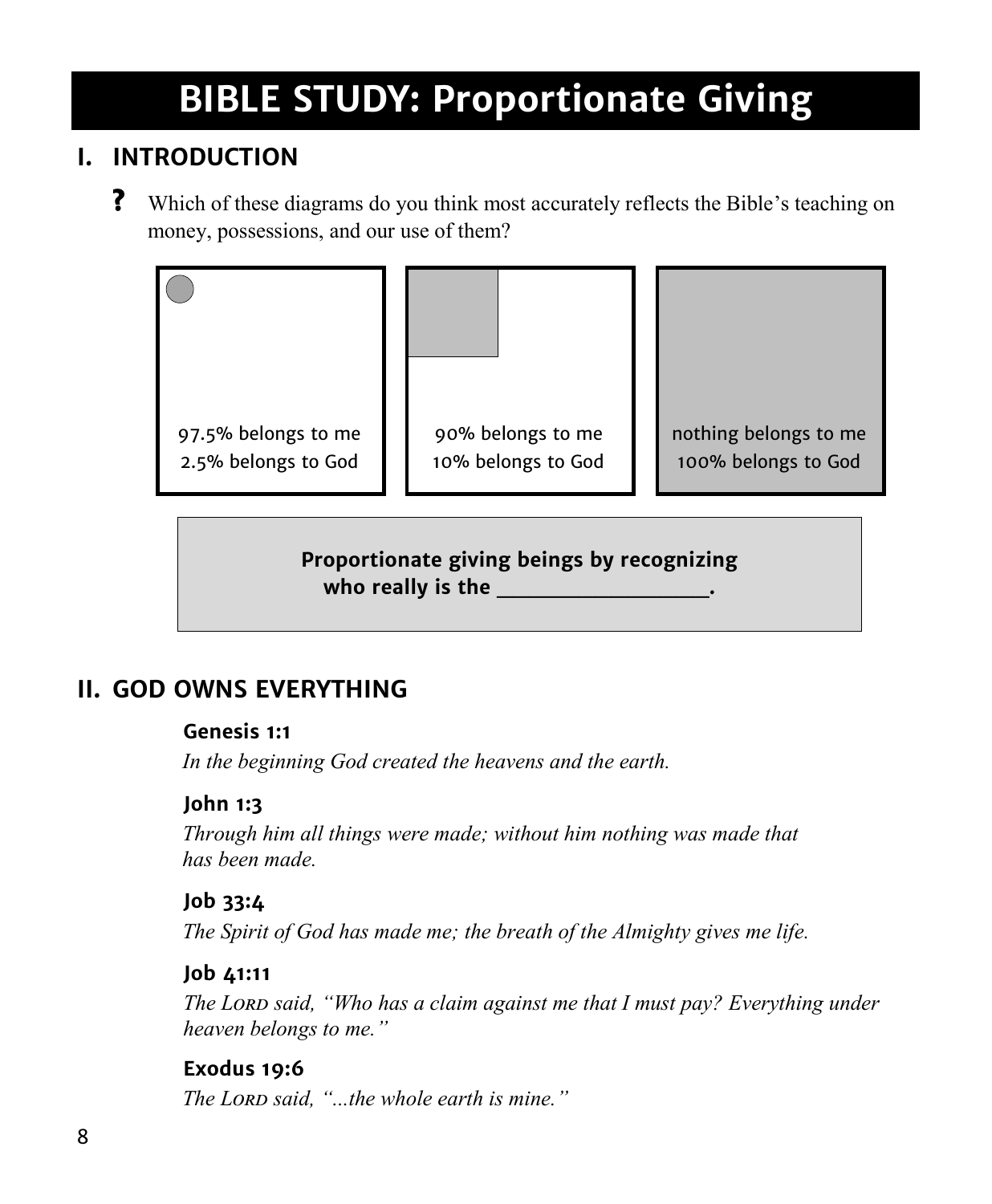# BIBLE STUDY: Proportionate Giving

## I. INTRODUCTION

**?** Which of these diagrams do you think most accurately reflects the Bible's teaching on money, possessions, and our use of them?

| 97.5% belongs to me<br>2.5% belongs to God | 90% belongs to me<br>10% belongs to God | nothing belongs to me<br>100% belongs to God |
|---|---|---|

**Proportionate giving beings by recognizing who really is the ___________________.**

## II. GOD OWNS EVERYTHING

**Genesis 1:1**
*In the beginning God created the heavens and the earth.*

**John 1:3**
*Through him all things were made; without him nothing was made that has been made.*

**Job 33:4**
*The Spirit of God has made me; the breath of the Almighty gives me life.*

**Job 41:11**
*The LORD said, "Who has a claim against me that I must pay? Everything under heaven belongs to me."*

**Exodus 19:6**
*The LORD said, "...the whole earth is mine."*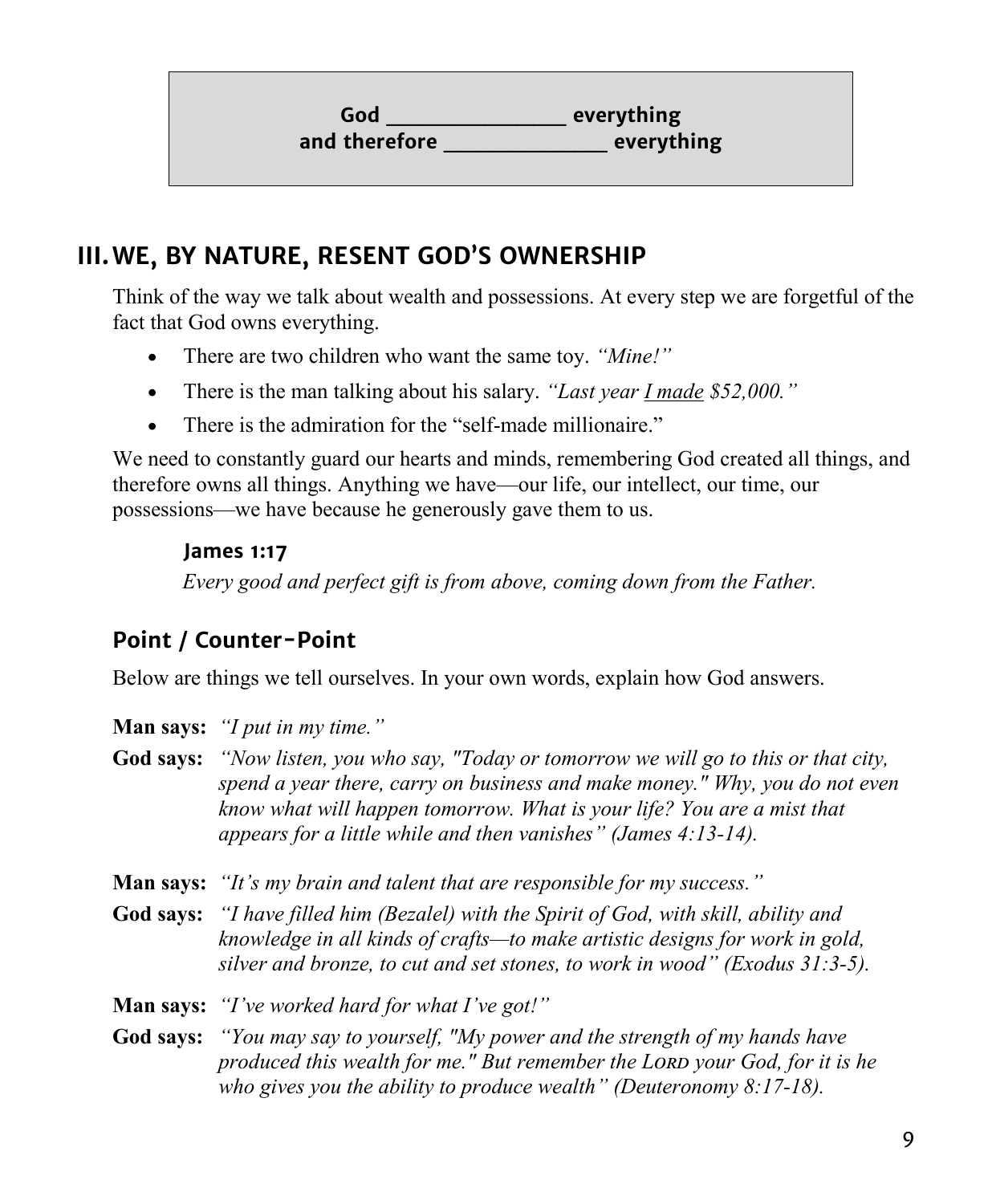**God \_\_\_\_\_\_\_\_\_\_\_\_\_\_\_\_ everything**
**and therefore \_\_\_\_\_\_\_\_\_\_\_\_\_\_\_ everything**

## III. WE, BY NATURE, RESENT GOD'S OWNERSHIP

Think of the way we talk about wealth and possessions. At every step we are forgetful of the fact that God owns everything.

- There are two children who want the same toy. *"Mine!"*
- There is the man talking about his salary. *"Last year <u>I made</u> $52,000."*
- There is the admiration for the "self-made millionaire."

We need to constantly guard our hearts and minds, remembering God created all things, and therefore owns all things. Anything we have—our life, our intellect, our time, our possessions—we have because he generously gave them to us.

**James 1:17**

*Every good and perfect gift is from above, coming down from the Father.*

### Point / Counter-Point

Below are things we tell ourselves. In your own words, explain how God answers.

**Man says:** *"I put in my time."*

**God says:** *"Now listen, you who say, "Today or tomorrow we will go to this or that city, spend a year there, carry on business and make money." Why, you do not even know what will happen tomorrow. What is your life? You are a mist that appears for a little while and then vanishes" (James 4:13-14).*

**Man says:** *"It's my brain and talent that are responsible for my success."*

**God says:** *"I have filled him (Bezalel) with the Spirit of God, with skill, ability and knowledge in all kinds of crafts—to make artistic designs for work in gold, silver and bronze, to cut and set stones, to work in wood" (Exodus 31:3-5).*

**Man says:** *"I've worked hard for what I've got!"*

**God says:** *"You may say to yourself, "My power and the strength of my hands have produced this wealth for me." But remember the LORD your God, for it is he who gives you the ability to produce wealth" (Deuteronomy 8:17-18).*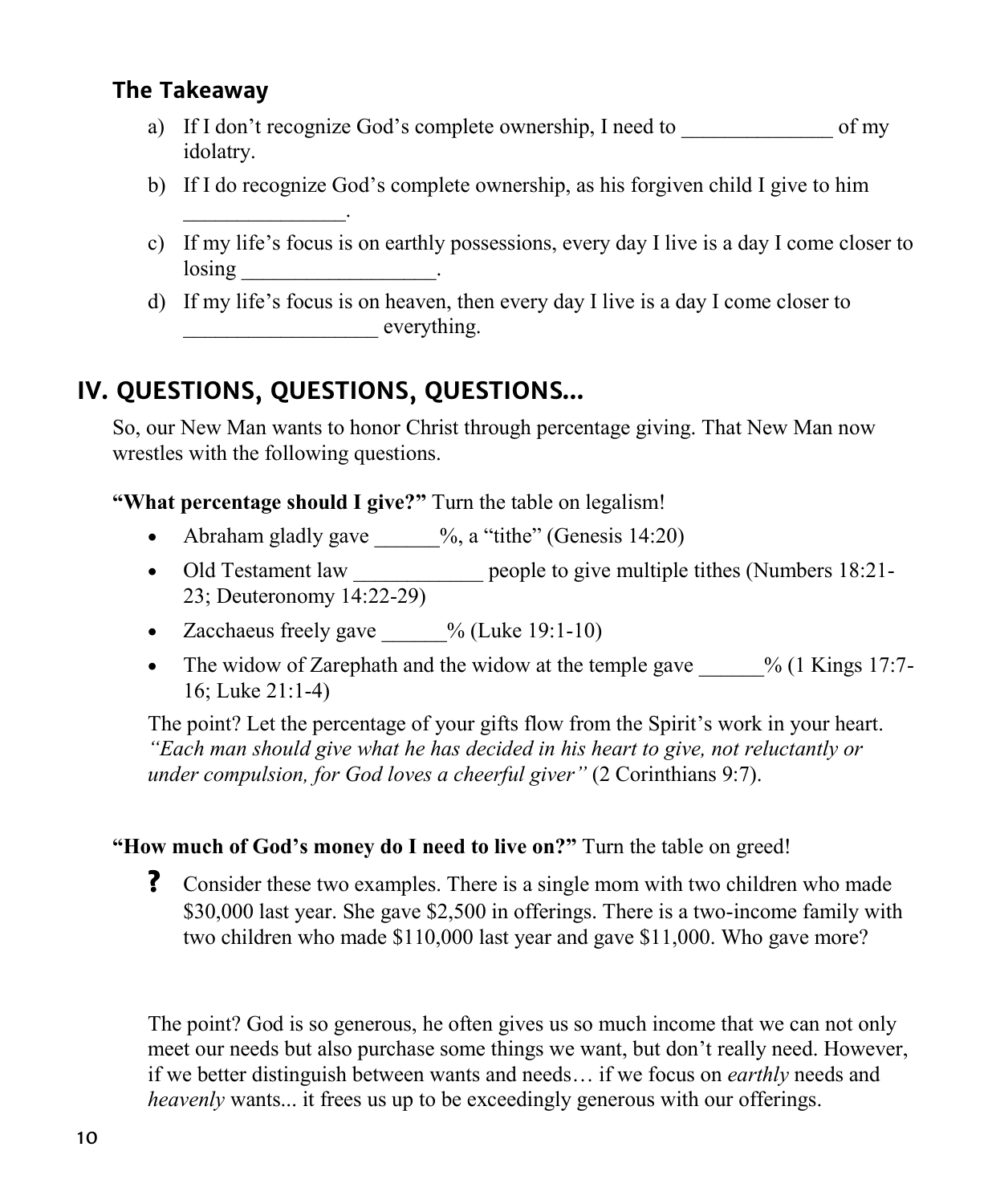### The Takeaway

a) If I don't recognize God's complete ownership, I need to ______________ of my idolatry.

b) If I do recognize God's complete ownership, as his forgiven child I give to him _______________.

c) If my life's focus is on earthly possessions, every day I live is a day I come closer to losing __________________.

d) If my life's focus is on heaven, then every day I live is a day I come closer to __________________ everything.

## IV. QUESTIONS, QUESTIONS, QUESTIONS…

So, our New Man wants to honor Christ through percentage giving. That New Man now wrestles with the following questions.

**"What percentage should I give?"** Turn the table on legalism!

- Abraham gladly gave ______%, a "tithe" (Genesis 14:20)
- Old Testament law ____________ people to give multiple tithes (Numbers 18:21-23; Deuteronomy 14:22-29)
- Zacchaeus freely gave ______% (Luke 19:1-10)
- The widow of Zarephath and the widow at the temple gave ______% (1 Kings 17:7-16; Luke 21:1-4)

The point? Let the percentage of your gifts flow from the Spirit's work in your heart. *"Each man should give what he has decided in his heart to give, not reluctantly or under compulsion, for God loves a cheerful giver"* (2 Corinthians 9:7).

**"How much of God's money do I need to live on?"** Turn the table on greed!

**?** Consider these two examples. There is a single mom with two children who made $30,000 last year. She gave $2,500 in offerings. There is a two-income family with two children who made $110,000 last year and gave $11,000. Who gave more?

The point? God is so generous, he often gives us so much income that we can not only meet our needs but also purchase some things we want, but don't really need. However, if we better distinguish between wants and needs… if we focus on *earthly* needs and *heavenly* wants... it frees us up to be exceedingly generous with our offerings.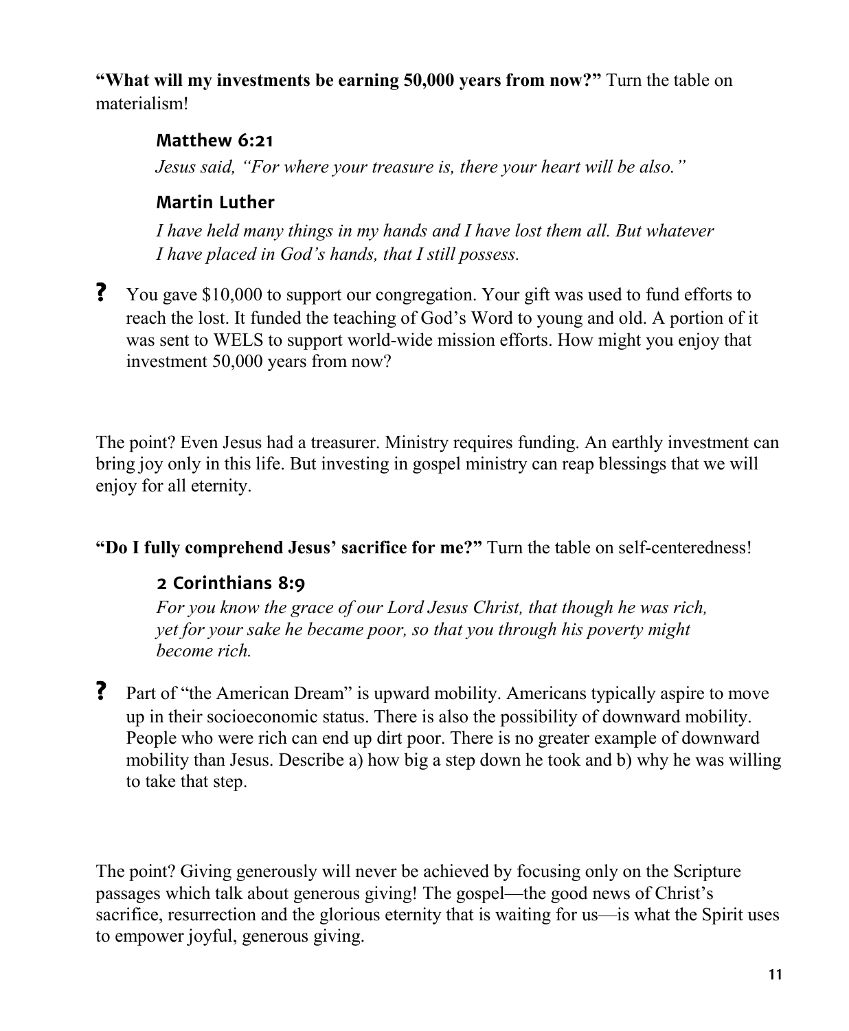**“What will my investments be earning 50,000 years from now?”** Turn the table on materialism!

> **Matthew 6:21**
>
> *Jesus said, “For where your treasure is, there your heart will be also.”*
>
> **Martin Luther**
>
> *I have held many things in my hands and I have lost them all. But whatever I have placed in God’s hands, that I still possess.*

**?** You gave $10,000 to support our congregation. Your gift was used to fund efforts to reach the lost. It funded the teaching of God’s Word to young and old. A portion of it was sent to WELS to support world-wide mission efforts. How might you enjoy that investment 50,000 years from now?

The point? Even Jesus had a treasurer. Ministry requires funding. An earthly investment can bring joy only in this life. But investing in gospel ministry can reap blessings that we will enjoy for all eternity.

**“Do I fully comprehend Jesus’ sacrifice for me?”** Turn the table on self-centeredness!

> **2 Corinthians 8:9**
>
> *For you know the grace of our Lord Jesus Christ, that though he was rich, yet for your sake he became poor, so that you through his poverty might become rich.*

**?** Part of “the American Dream” is upward mobility. Americans typically aspire to move up in their socioeconomic status. There is also the possibility of downward mobility. People who were rich can end up dirt poor. There is no greater example of downward mobility than Jesus. Describe a) how big a step down he took and b) why he was willing to take that step.

The point? Giving generously will never be achieved by focusing only on the Scripture passages which talk about generous giving! The gospel—the good news of Christ’s sacrifice, resurrection and the glorious eternity that is waiting for us—is what the Spirit uses to empower joyful, generous giving.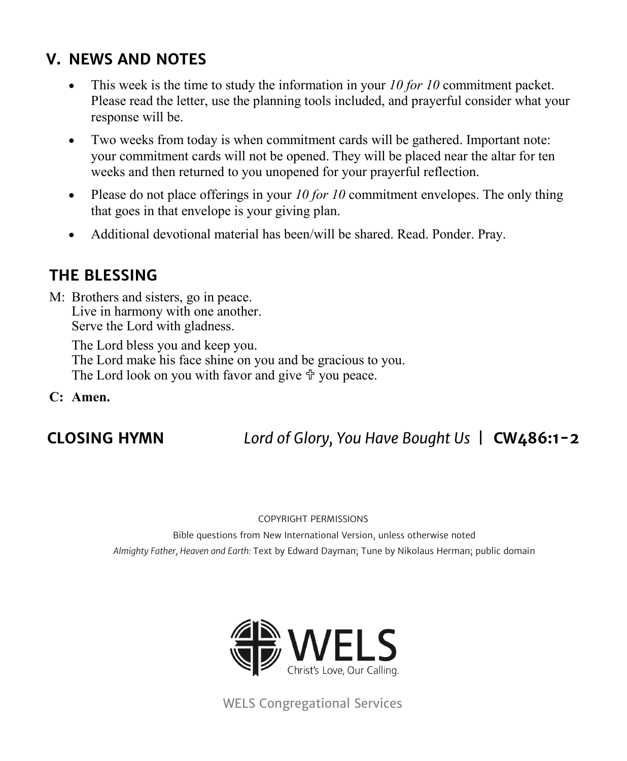## V. NEWS AND NOTES

- This week is the time to study the information in your *10 for 10* commitment packet. Please read the letter, use the planning tools included, and prayerful consider what your response will be.
- Two weeks from today is when commitment cards will be gathered. Important note: your commitment cards will not be opened. They will be placed near the altar for ten weeks and then returned to you unopened for your prayerful reflection.
- Please do not place offerings in your *10 for 10* commitment envelopes. The only thing that goes in that envelope is your giving plan.
- Additional devotional material has been/will be shared. Read. Ponder. Pray.

## THE BLESSING

M: Brothers and sisters, go in peace.
Live in harmony with one another.
Serve the Lord with gladness.

The Lord bless you and keep you.
The Lord make his face shine on you and be gracious to you.
The Lord look on you with favor and give ✞ you peace.

**C: Amen.**

## CLOSING HYMN *Lord of Glory, You Have Bought Us* | **CW486:1-2**

COPYRIGHT PERMISSIONS

Bible questions from New International Version, unless otherwise noted

*Almighty Father, Heaven and Earth:* Text by Edward Dayman; Tune by Nikolaus Herman; public domain

WELS
Christ's Love, Our Calling.

WELS Congregational Services